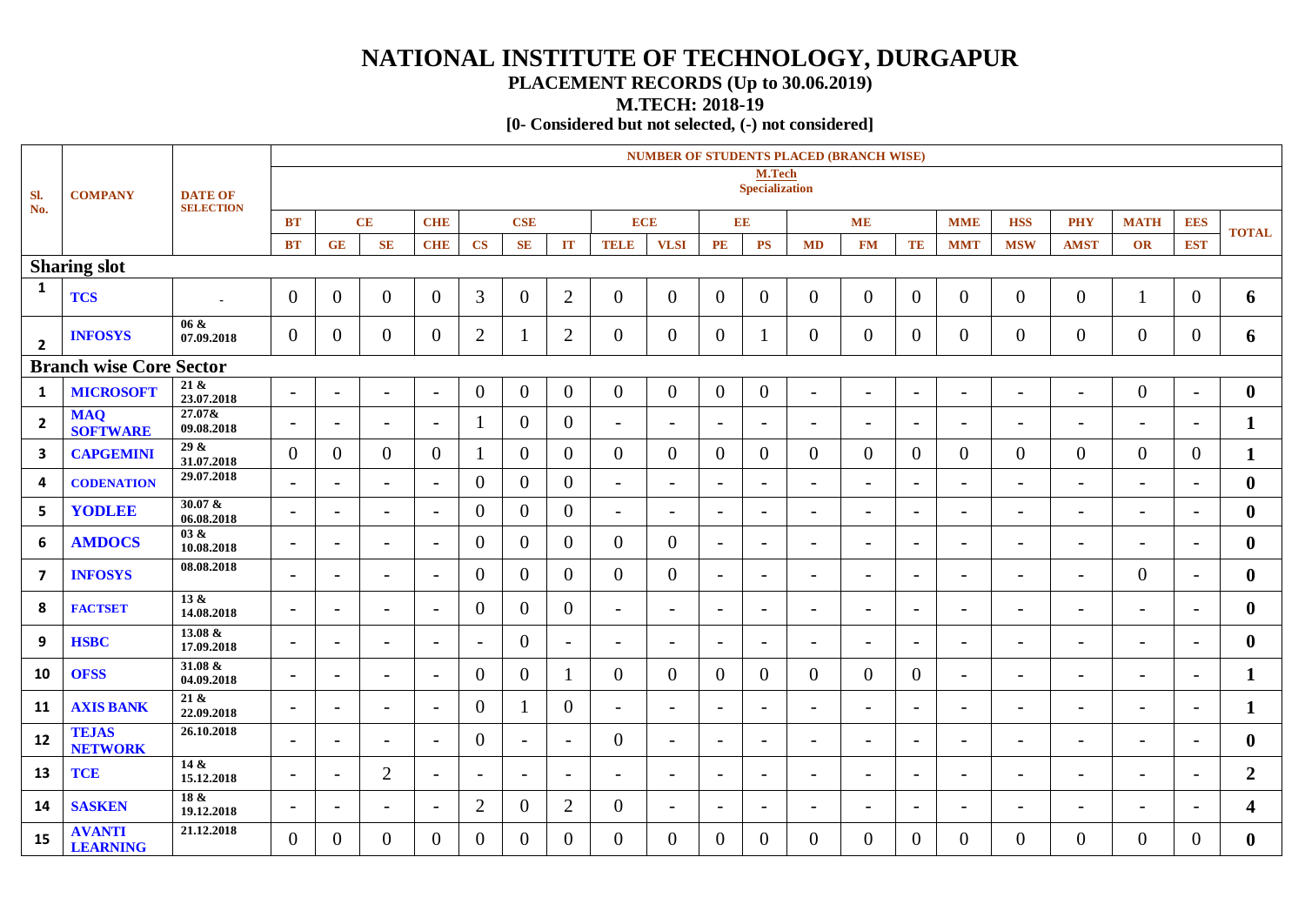# NATIONAL INSTITUTE OF TECHNOLOGY, DURGAPUR

## PLACEMENT RECORDS (Up to 30.06.2019)

## M.TECH: 2018-19

**[0- Considered but not selected, (-) not considered]**

| Sl. No. | COMPANY | DATE OF SELECTION | NUMBER OF STUDENTS PLACED (BRANCH WISE) M.Tech Specialization | | | | | | | | | | | | | | | | | | | TOTAL |
|---|---|---|---|---|---|---|---|---|---|---|---|---|---|---|---|---|---|---|---|---|---|---|
| | | | BT | CE | | CHE | CSE | | | ECE | | EE | | ME | | | MME | HSS | PHY | MATH | EES | |
| | | | BT | GE | SE | CHE | CS | SE | IT | TELE | VLSI | PE | PS | MD | FM | TE | MMT | MSW | AMST | OR | EST | |
| **Sharing slot** | | | | | | | | | | | | | | | | | | | | | | |
| 1 | TCS | - | 0 | 0 | 0 | 0 | 3 | 0 | 2 | 0 | 0 | 0 | 0 | 0 | 0 | 0 | 0 | 0 | 0 | 1 | 0 | **6** |
| 2 | INFOSYS | 06 & 07.09.2018 | 0 | 0 | 0 | 0 | 2 | 1 | 2 | 0 | 0 | 0 | 1 | 0 | 0 | 0 | 0 | 0 | 0 | 0 | 0 | **6** |
| **Branch wise Core Sector** | | | | | | | | | | | | | | | | | | | | | | |
| 1 | MICROSOFT | 21 & 23.07.2018 | - | - | - | - | 0 | 0 | 0 | 0 | 0 | 0 | 0 | - | - | - | - | - | - | 0 | - | **0** |
| 2 | MAQ SOFTWARE | 27.07& 09.08.2018 | - | - | - | - | 1 | 0 | 0 | - | - | - | - | - | - | - | - | - | - | - | - | **1** |
| 3 | CAPGEMINI | 29 & 31.07.2018 | 0 | 0 | 0 | 0 | 1 | 0 | 0 | 0 | 0 | 0 | 0 | 0 | 0 | 0 | 0 | 0 | 0 | 0 | 0 | **1** |
| 4 | CODENATION | 29.07.2018 | - | - | - | - | 0 | 0 | 0 | - | - | - | - | - | - | - | - | - | - | - | - | **0** |
| 5 | YODLEE | 30.07 & 06.08.2018 | - | - | - | - | 0 | 0 | 0 | - | - | - | - | - | - | - | - | - | - | - | - | **0** |
| 6 | AMDOCS | 03 & 10.08.2018 | - | - | - | - | 0 | 0 | 0 | 0 | 0 | - | - | - | - | - | - | - | - | - | - | **0** |
| 7 | INFOSYS | 08.08.2018 | - | - | - | - | 0 | 0 | 0 | 0 | 0 | - | - | - | - | - | - | - | - | 0 | - | **0** |
| 8 | FACTSET | 13 & 14.08.2018 | - | - | - | - | 0 | 0 | 0 | - | - | - | - | - | - | - | - | - | - | - | - | **0** |
| 9 | HSBC | 13.08 & 17.09.2018 | - | - | - | - | - | 0 | - | - | - | - | - | - | - | - | - | - | - | - | - | **0** |
| 10 | OFSS | 31.08 & 04.09.2018 | - | - | - | - | 0 | 0 | 1 | 0 | 0 | 0 | 0 | 0 | 0 | 0 | - | - | - | - | - | **1** |
| 11 | AXIS BANK | 21 & 22.09.2018 | - | - | - | - | 0 | 1 | 0 | - | - | - | - | - | - | - | - | - | - | - | - | **1** |
| 12 | TEJAS NETWORK | 26.10.2018 | - | - | - | - | 0 | - | - | 0 | - | - | - | - | - | - | - | - | - | - | - | **0** |
| 13 | TCE | 14 & 15.12.2018 | - | - | 2 | - | - | - | - | - | - | - | - | - | - | - | - | - | - | - | - | **2** |
| 14 | SASKEN | 18 & 19.12.2018 | - | - | - | - | 2 | 0 | 2 | 0 | - | - | - | - | - | - | - | - | - | - | - | **4** |
| 15 | AVANTI LEARNING | 21.12.2018 | 0 | 0 | 0 | 0 | 0 | 0 | 0 | 0 | 0 | 0 | 0 | 0 | 0 | 0 | 0 | 0 | 0 | 0 | 0 | **0** |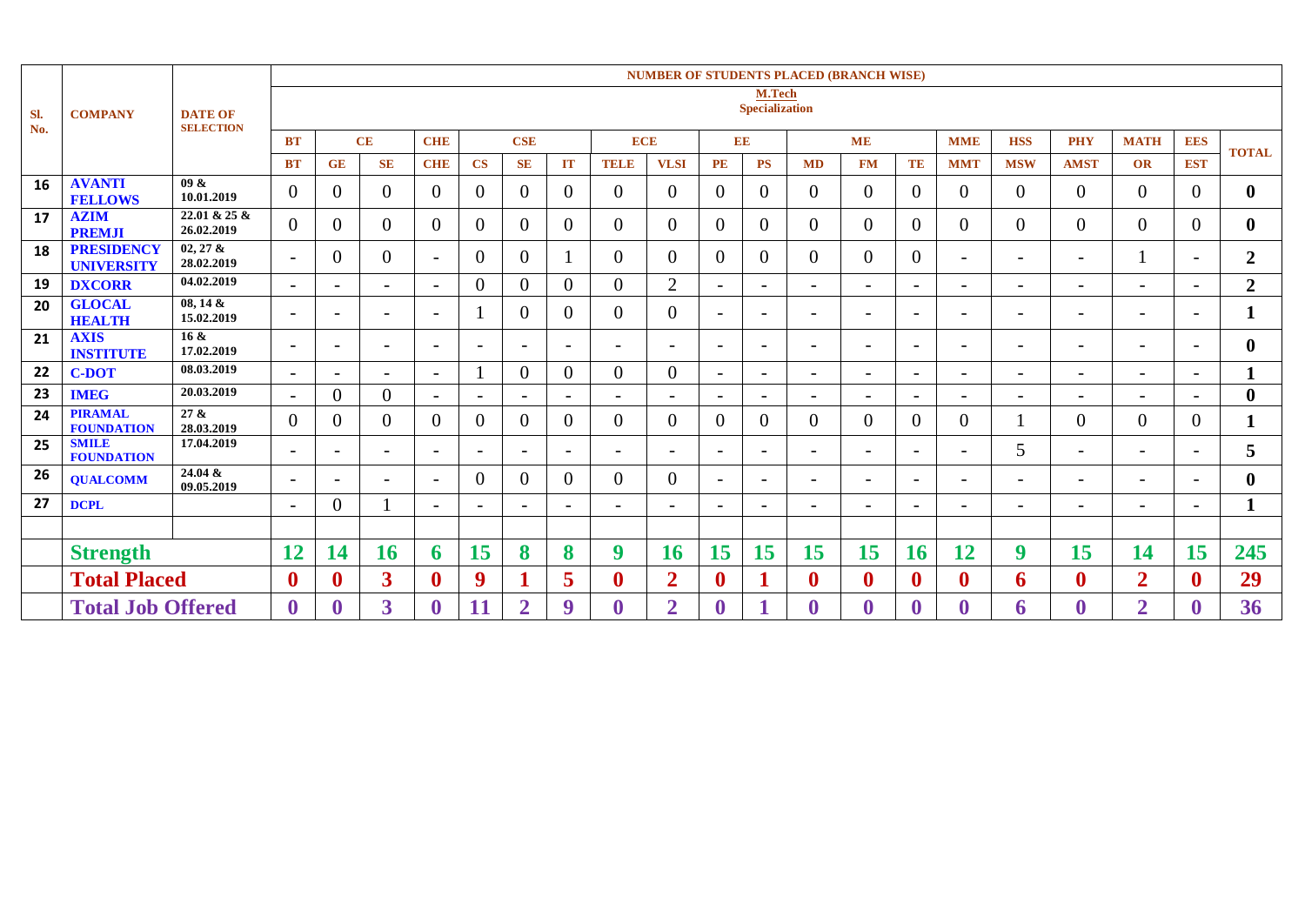| Sl. No. | COMPANY | DATE OF SELECTION | NUMBER OF STUDENTS PLACED (BRANCH WISE) | | | | | | | | | | | | | | | | | | | |
|---|---|---|---|---|---|---|---|---|---|---|---|---|---|---|---|---|---|---|---|---|---|---|
| | | | M.Tech Specialization | | | | | | | | | | | | | | | | | | | |
| | | | BT | CE | | CHE | CSE | | | ECE | | EE | | ME | | | MME | HSS | PHY | MATH | EES | TOTAL |
| | | | BT | GE | SE | CHE | CS | SE | IT | TELE | VLSI | PE | PS | MD | FM | TE | MMT | MSW | AMST | OR | EST | |
| 16 | AVANTI FELLOWS | 09 & 10.01.2019 | 0 | 0 | 0 | 0 | 0 | 0 | 0 | 0 | 0 | 0 | 0 | 0 | 0 | 0 | 0 | 0 | 0 | 0 | 0 | 0 |
| 17 | AZIM PREMJI | 22.01 & 25 & 26.02.2019 | 0 | 0 | 0 | 0 | 0 | 0 | 0 | 0 | 0 | 0 | 0 | 0 | 0 | 0 | 0 | 0 | 0 | 0 | 0 | 0 |
| 18 | PRESIDENCY UNIVERSITY | 02, 27 & 28.02.2019 | - | 0 | 0 | - | 0 | 0 | 1 | 0 | 0 | 0 | 0 | 0 | 0 | 0 | - | - | - | 1 | - | 2 |
| 19 | DXCORR | 04.02.2019 | - | - | - | - | 0 | 0 | 0 | 0 | 2 | - | - | - | - | - | - | - | - | - | - | 2 |
| 20 | GLOCAL HEALTH | 08, 14 & 15.02.2019 | - | - | - | - | 1 | 0 | 0 | 0 | 0 | - | - | - | - | - | - | - | - | - | - | 1 |
| 21 | AXIS INSTITUTE | 16 & 17.02.2019 | - | - | - | - | - | - | - | - | - | - | - | - | - | - | - | - | - | - | - | 0 |
| 22 | C-DOT | 08.03.2019 | - | - | - | - | 1 | 0 | 0 | 0 | 0 | - | - | - | - | - | - | - | - | - | - | 1 |
| 23 | IMEG | 20.03.2019 | - | 0 | 0 | - | - | - | - | - | - | - | - | - | - | - | - | - | - | - | - | 0 |
| 24 | PIRAMAL FOUNDATION | 27 & 28.03.2019 | 0 | 0 | 0 | 0 | 0 | 0 | 0 | 0 | 0 | 0 | 0 | 0 | 0 | 0 | 0 | 1 | 0 | 0 | 0 | 1 |
| 25 | SMILE FOUNDATION | 17.04.2019 | - | - | - | - | - | - | - | - | - | - | - | - | - | - | - | 5 | - | - | - | 5 |
| 26 | QUALCOMM | 24.04 & 09.05.2019 | - | - | - | - | 0 | 0 | 0 | 0 | 0 | - | - | - | - | - | - | - | - | - | - | 0 |
| 27 | DCPL | | - | 0 | 1 | - | - | - | - | - | - | - | - | - | - | - | - | - | - | - | - | 1 |
| | | | | | | | | | | | | | | | | | | | | | | |
| | **Strength** | | **12** | **14** | **16** | **6** | **15** | **8** | **8** | **9** | **16** | **15** | **15** | **15** | **15** | **16** | **12** | **9** | **15** | **14** | **15** | **245** |
| | **Total Placed** | | **0** | **0** | **3** | **0** | **9** | **1** | **5** | **0** | **2** | **0** | **1** | **0** | **0** | **0** | **0** | **6** | **0** | **2** | **0** | **29** |
| | **Total Job Offered** | | **0** | **0** | **3** | **0** | **11** | **2** | **9** | **0** | **2** | **0** | **1** | **0** | **0** | **0** | **0** | **6** | **0** | **2** | **0** | **36** |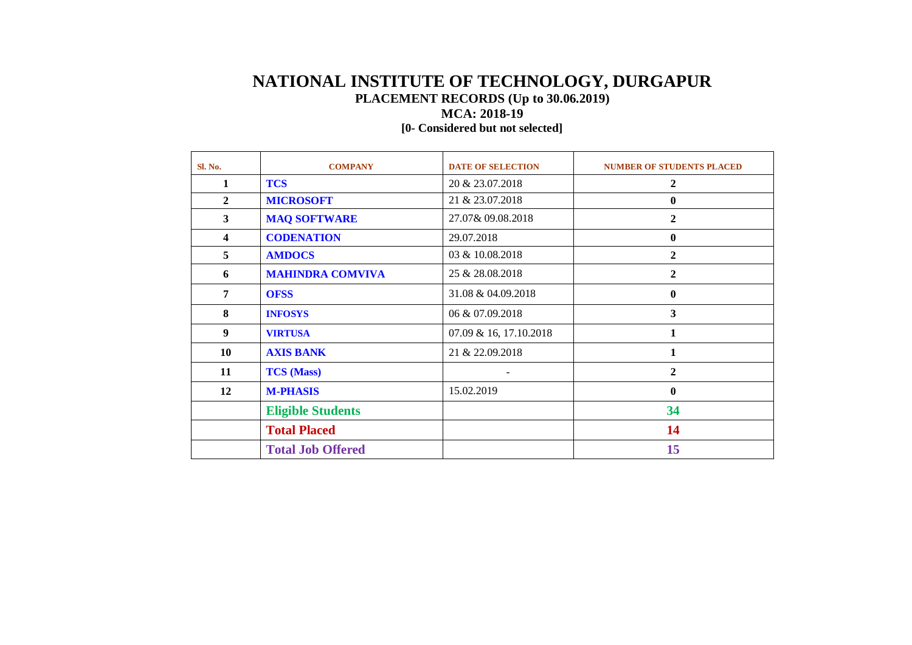# NATIONAL INSTITUTE OF TECHNOLOGY, DURGAPUR

## PLACEMENT RECORDS (Up to 30.06.2019)

## MCA: 2018-19

**[0- Considered but not selected]**

| Sl. No. | COMPANY | DATE OF SELECTION | NUMBER OF STUDENTS PLACED |
|---|---|---|---|
| 1 | TCS | 20 & 23.07.2018 | 2 |
| 2 | MICROSOFT | 21 & 23.07.2018 | 0 |
| 3 | MAQ SOFTWARE | 27.07& 09.08.2018 | 2 |
| 4 | CODENATION | 29.07.2018 | 0 |
| 5 | AMDOCS | 03 & 10.08.2018 | 2 |
| 6 | MAHINDRA COMVIVA | 25 & 28.08.2018 | 2 |
| 7 | OFSS | 31.08 & 04.09.2018 | 0 |
| 8 | INFOSYS | 06 & 07.09.2018 | 3 |
| 9 | VIRTUSA | 07.09 & 16, 17.10.2018 | 1 |
| 10 | AXIS BANK | 21 & 22.09.2018 | 1 |
| 11 | TCS (Mass) | - | 2 |
| 12 | M-PHASIS | 15.02.2019 | 0 |
| | Eligible Students | | 34 |
| | Total Placed | | 14 |
| | Total Job Offered | | 15 |